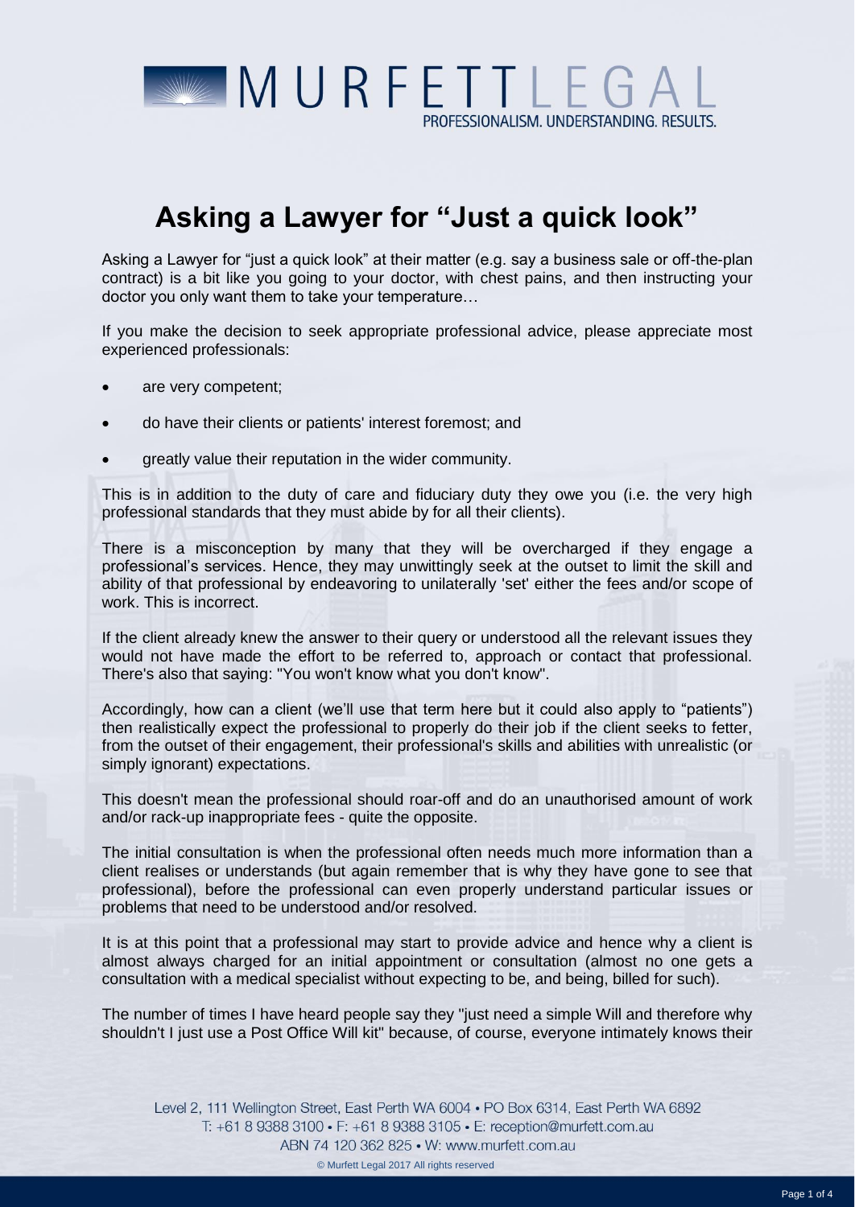# Asking a Lawyer for "Just a quick look"

Asking a Lawyer for "just a quick look" at their matter (e.g. say a business sale or off-the-plan contract) is a bit like you going to your doctor, with chest pains, and then instructing your doctor you only want them to take your temperature…

If you make the decision to seek appropriate professional advice, please appreciate most experienced professionals:

- are very competent;
- do have their clients or patients' interest foremost; and
- greatly value their reputation in the wider community.

This is in addition to the duty of care and fiduciary duty they owe you (i.e. the very high professional standards that they must abide by for all their clients).

There is a misconception by many that they will be overcharged if they engage a professional's services. Hence, they may unwittingly seek at the outset to limit the skill and ability of that professional by endeavoring to unilaterally 'set' either the fees and/or scope of work. This is incorrect.

If the client already knew the answer to their query or understood all the relevant issues they would not have made the effort to be referred to, approach or contact that professional. There's also that saying: "You won't know what you don't know".

Accordingly, how can a client (we'll use that term here but it could also apply to "patients") then realistically expect the professional to properly do their job if the client seeks to fetter, from the outset of their engagement, their professional's skills and abilities with unrealistic (or simply ignorant) expectations.

This doesn't mean the professional should roar-off and do an unauthorised amount of work and/or rack-up inappropriate fees - quite the opposite.

The initial consultation is when the professional often needs much more information than a client realises or understands (but again remember that is why they have gone to see that professional), before the professional can even properly understand particular issues or problems that need to be understood and/or resolved.

It is at this point that a professional may start to provide advice and hence why a client is almost always charged for an initial appointment or consultation (almost no one gets a consultation with a medical specialist without expecting to be, and being, billed for such).

The number of times I have heard people say they "just need a simple Will and therefore why shouldn't I just use a Post Office Will kit" because, of course, everyone intimately knows their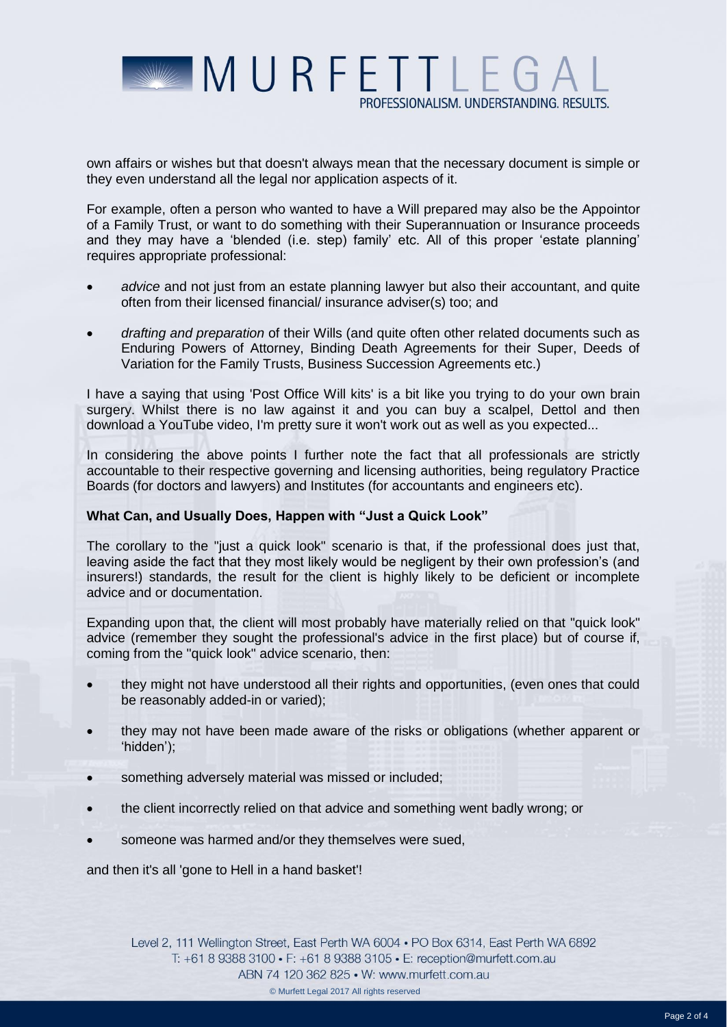own affairs or wishes but that doesn't always mean that the necessary document is simple or they even understand all the legal nor application aspects of it.

For example, often a person who wanted to have a Will prepared may also be the Appointor of a Family Trust, or want to do something with their Superannuation or Insurance proceeds and they may have a 'blended (i.e. step) family' etc. All of this proper 'estate planning' requires appropriate professional:

- *advice* and not just from an estate planning lawyer but also their accountant, and quite often from their licensed financial/ insurance adviser(s) too; and
- *drafting and preparation* of their Wills (and quite often other related documents such as Enduring Powers of Attorney, Binding Death Agreements for their Super, Deeds of Variation for the Family Trusts, Business Succession Agreements etc.)

I have a saying that using 'Post Office Will kits' is a bit like you trying to do your own brain surgery. Whilst there is no law against it and you can buy a scalpel, Dettol and then download a YouTube video, I'm pretty sure it won't work out as well as you expected...

In considering the above points I further note the fact that all professionals are strictly accountable to their respective governing and licensing authorities, being regulatory Practice Boards (for doctors and lawyers) and Institutes (for accountants and engineers etc).

**What Can, and Usually Does, Happen with "Just a Quick Look"**

The corollary to the "just a quick look" scenario is that, if the professional does just that, leaving aside the fact that they most likely would be negligent by their own profession's (and insurers!) standards, the result for the client is highly likely to be deficient or incomplete advice and or documentation.

Expanding upon that, the client will most probably have materially relied on that "quick look" advice (remember they sought the professional's advice in the first place) but of course if, coming from the "quick look" advice scenario, then:

- they might not have understood all their rights and opportunities, (even ones that could be reasonably added-in or varied);
- they may not have been made aware of the risks or obligations (whether apparent or 'hidden');
- something adversely material was missed or included;
- the client incorrectly relied on that advice and something went badly wrong; or
- someone was harmed and/or they themselves were sued,

and then it's all 'gone to Hell in a hand basket'!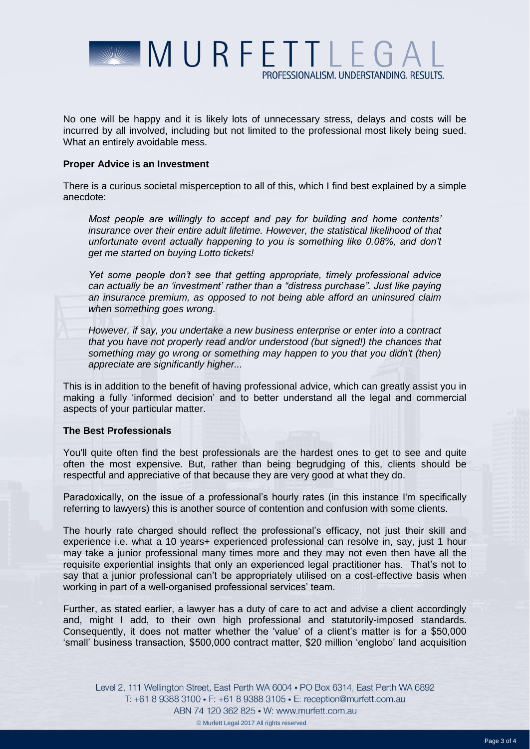No one will be happy and it is likely lots of unnecessary stress, delays and costs will be incurred by all involved, including but not limited to the professional most likely being sued. What an entirely avoidable mess.

**Proper Advice is an Investment**

There is a curious societal misperception to all of this, which I find best explained by a simple anecdote:

> *Most people are willingly to accept and pay for building and home contents' insurance over their entire adult lifetime. However, the statistical likelihood of that unfortunate event actually happening to you is something like 0.08%, and don't get me started on buying Lotto tickets!*
>
> *Yet some people don't see that getting appropriate, timely professional advice can actually be an 'investment' rather than a "distress purchase". Just like paying an insurance premium, as opposed to not being able afford an uninsured claim when something goes wrong.*
>
> *However, if say, you undertake a new business enterprise or enter into a contract that you have not properly read and/or understood (but signed!) the chances that something may go wrong or something may happen to you that you didn't (then) appreciate are significantly higher...*

This is in addition to the benefit of having professional advice, which can greatly assist you in making a fully 'informed decision' and to better understand all the legal and commercial aspects of your particular matter.

**The Best Professionals**

You'll quite often find the best professionals are the hardest ones to get to see and quite often the most expensive. But, rather than being begrudging of this, clients should be respectful and appreciative of that because they are very good at what they do.

Paradoxically, on the issue of a professional's hourly rates (in this instance I'm specifically referring to lawyers) this is another source of contention and confusion with some clients.

The hourly rate charged should reflect the professional's efficacy, not just their skill and experience i.e. what a 10 years+ experienced professional can resolve in, say, just 1 hour may take a junior professional many times more and they may not even then have all the requisite experiential insights that only an experienced legal practitioner has. That's not to say that a junior professional can't be appropriately utilised on a cost-effective basis when working in part of a well-organised professional services' team.

Further, as stated earlier, a lawyer has a duty of care to act and advise a client accordingly and, might I add, to their own high professional and statutorily-imposed standards. Consequently, it does not matter whether the 'value' of a client's matter is for a $50,000 'small' business transaction, $500,000 contract matter, $20 million 'englobo' land acquisition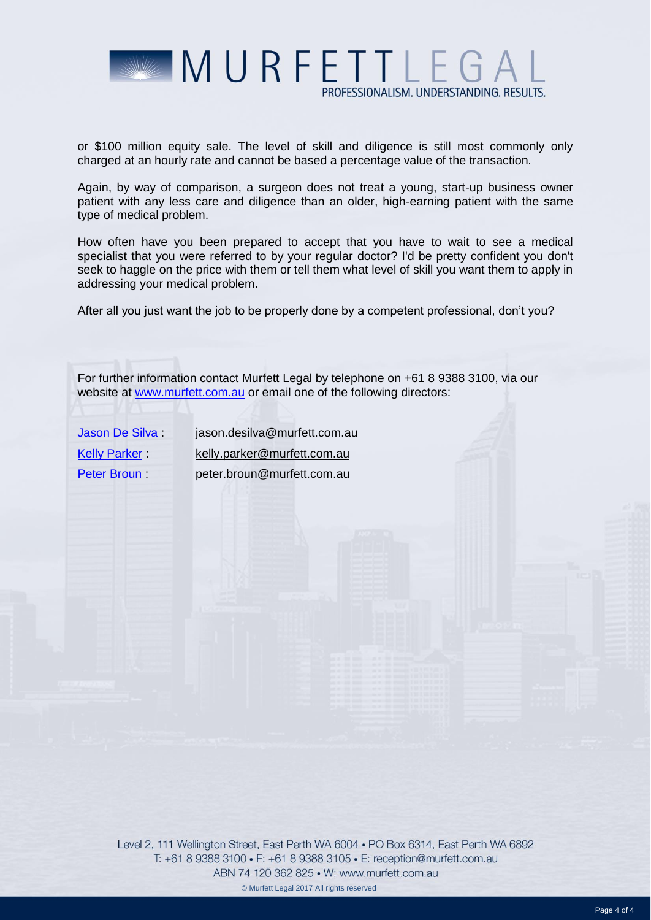or $100 million equity sale. The level of skill and diligence is still most commonly only charged at an hourly rate and cannot be based a percentage value of the transaction.

Again, by way of comparison, a surgeon does not treat a young, start-up business owner patient with any less care and diligence than an older, high-earning patient with the same type of medical problem.

How often have you been prepared to accept that you have to wait to see a medical specialist that you were referred to by your regular doctor? I'd be pretty confident you don't seek to haggle on the price with them or tell them what level of skill you want them to apply in addressing your medical problem.

After all you just want the job to be properly done by a competent professional, don't you?

For further information contact Murfett Legal by telephone on +61 8 9388 3100, via our website at [www.murfett.com.au](http://www.murfett.com.au) or email one of the following directors:

| | |
|---|---|
| Jason De Silva : | jason.desilva@murfett.com.au |
| Kelly Parker : | kelly.parker@murfett.com.au |
| Peter Broun : | peter.broun@murfett.com.au |